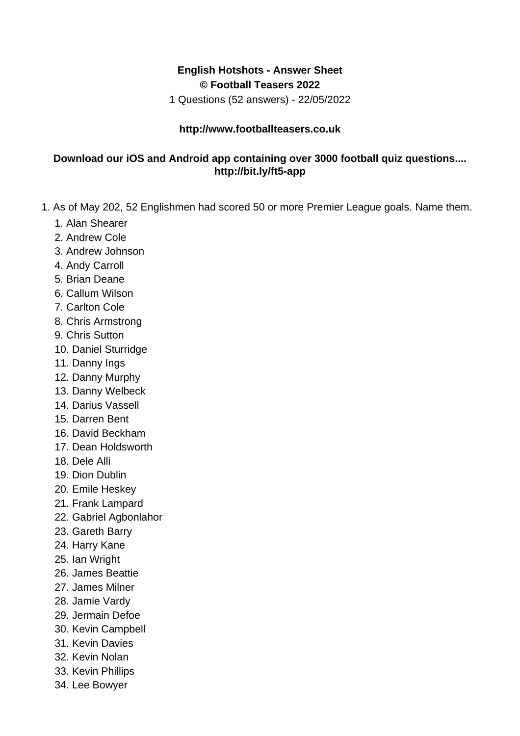**English Hotshots - Answer Sheet**
**© Football Teasers 2022**
1 Questions (52 answers) - 22/05/2022

**http://www.footballteasers.co.uk**

**Download our iOS and Android app containing over 3000 football quiz questions....**
**http://bit.ly/ft5-app**

1. As of May 202, 52 Englishmen had scored 50 or more Premier League goals. Name them.
    1. Alan Shearer
    2. Andrew Cole
    3. Andrew Johnson
    4. Andy Carroll
    5. Brian Deane
    6. Callum Wilson
    7. Carlton Cole
    8. Chris Armstrong
    9. Chris Sutton
    10. Daniel Sturridge
    11. Danny Ings
    12. Danny Murphy
    13. Danny Welbeck
    14. Darius Vassell
    15. Darren Bent
    16. David Beckham
    17. Dean Holdsworth
    18. Dele Alli
    19. Dion Dublin
    20. Emile Heskey
    21. Frank Lampard
    22. Gabriel Agbonlahor
    23. Gareth Barry
    24. Harry Kane
    25. Ian Wright
    26. James Beattie
    27. James Milner
    28. Jamie Vardy
    29. Jermain Defoe
    30. Kevin Campbell
    31. Kevin Davies
    32. Kevin Nolan
    33. Kevin Phillips
    34. Lee Bowyer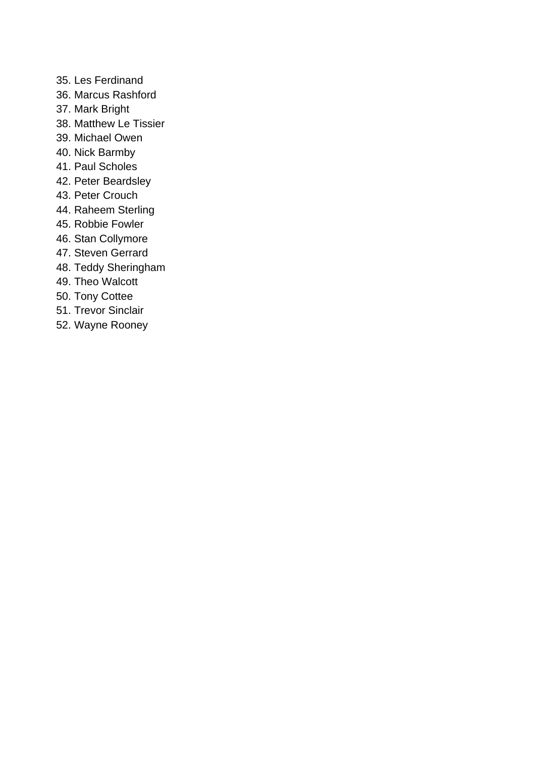35. Les Ferdinand
36. Marcus Rashford
37. Mark Bright
38. Matthew Le Tissier
39. Michael Owen
40. Nick Barmby
41. Paul Scholes
42. Peter Beardsley
43. Peter Crouch
44. Raheem Sterling
45. Robbie Fowler
46. Stan Collymore
47. Steven Gerrard
48. Teddy Sheringham
49. Theo Walcott
50. Tony Cottee
51. Trevor Sinclair
52. Wayne Rooney